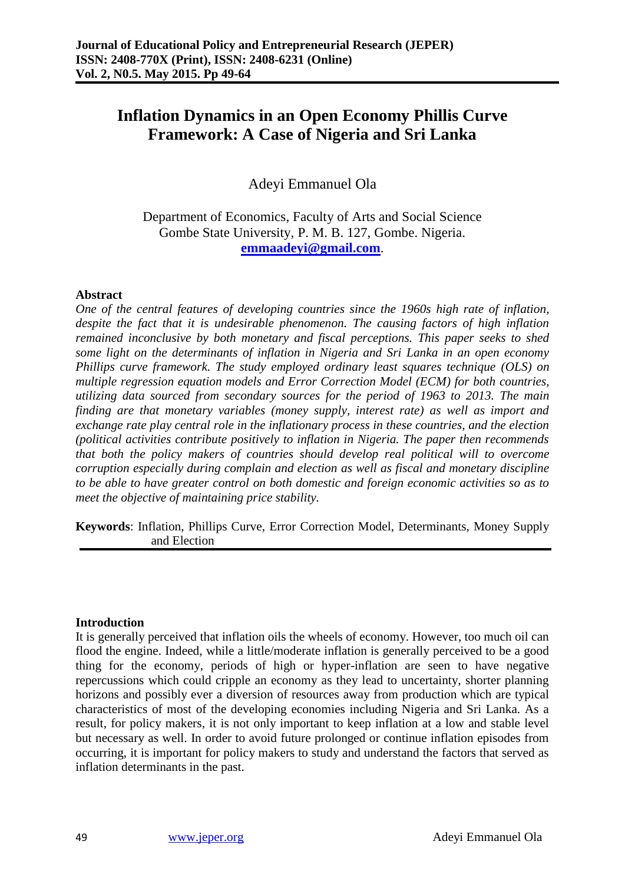# Inflation Dynamics in an Open Economy Phillis Curve Framework: A Case of Nigeria and Sri Lanka

Adeyi Emmanuel Ola

Department of Economics, Faculty of Arts and Social Science
Gombe State University, P. M. B. 127, Gombe. Nigeria.
**emmaadeyi@gmail.com**.

## Abstract

*One of the central features of developing countries since the 1960s high rate of inflation, despite the fact that it is undesirable phenomenon. The causing factors of high inflation remained inconclusive by both monetary and fiscal perceptions. This paper seeks to shed some light on the determinants of inflation in Nigeria and Sri Lanka in an open economy Phillips curve framework. The study employed ordinary least squares technique (OLS) on multiple regression equation models and Error Correction Model (ECM) for both countries, utilizing data sourced from secondary sources for the period of 1963 to 2013. The main finding are that monetary variables (money supply, interest rate) as well as import and exchange rate play central role in the inflationary process in these countries, and the election (political activities contribute positively to inflation in Nigeria. The paper then recommends that both the policy makers of countries should develop real political will to overcome corruption especially during complain and election as well as fiscal and monetary discipline to be able to have greater control on both domestic and foreign economic activities so as to meet the objective of maintaining price stability.*

**Keywords**: Inflation, Phillips Curve, Error Correction Model, Determinants, Money Supply and Election

## Introduction

It is generally perceived that inflation oils the wheels of economy. However, too much oil can flood the engine. Indeed, while a little/moderate inflation is generally perceived to be a good thing for the economy, periods of high or hyper-inflation are seen to have negative repercussions which could cripple an economy as they lead to uncertainty, shorter planning horizons and possibly ever a diversion of resources away from production which are typical characteristics of most of the developing economies including Nigeria and Sri Lanka. As a result, for policy makers, it is not only important to keep inflation at a low and stable level but necessary as well. In order to avoid future prolonged or continue inflation episodes from occurring, it is important for policy makers to study and understand the factors that served as inflation determinants in the past.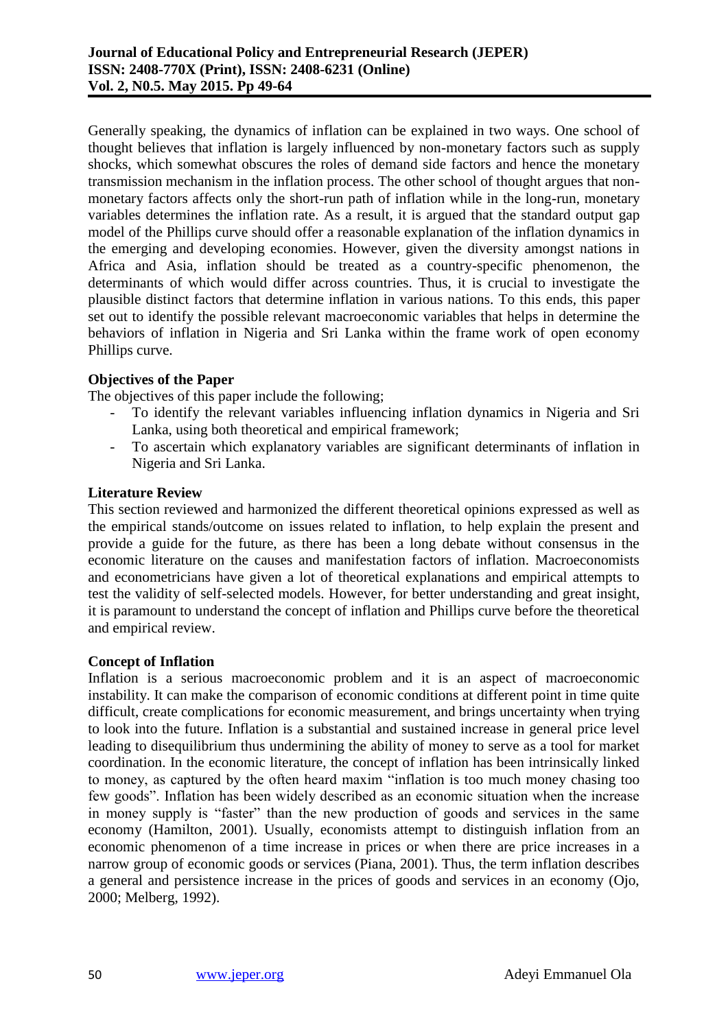Generally speaking, the dynamics of inflation can be explained in two ways. One school of thought believes that inflation is largely influenced by non-monetary factors such as supply shocks, which somewhat obscures the roles of demand side factors and hence the monetary transmission mechanism in the inflation process. The other school of thought argues that non-monetary factors affects only the short-run path of inflation while in the long-run, monetary variables determines the inflation rate. As a result, it is argued that the standard output gap model of the Phillips curve should offer a reasonable explanation of the inflation dynamics in the emerging and developing economies. However, given the diversity amongst nations in Africa and Asia, inflation should be treated as a country-specific phenomenon, the determinants of which would differ across countries. Thus, it is crucial to investigate the plausible distinct factors that determine inflation in various nations. To this ends, this paper set out to identify the possible relevant macroeconomic variables that helps in determine the behaviors of inflation in Nigeria and Sri Lanka within the frame work of open economy Phillips curve.

## Objectives of the Paper

The objectives of this paper include the following;

- To identify the relevant variables influencing inflation dynamics in Nigeria and Sri Lanka, using both theoretical and empirical framework;
- To ascertain which explanatory variables are significant determinants of inflation in Nigeria and Sri Lanka.

## Literature Review

This section reviewed and harmonized the different theoretical opinions expressed as well as the empirical stands/outcome on issues related to inflation, to help explain the present and provide a guide for the future, as there has been a long debate without consensus in the economic literature on the causes and manifestation factors of inflation. Macroeconomists and econometricians have given a lot of theoretical explanations and empirical attempts to test the validity of self-selected models. However, for better understanding and great insight, it is paramount to understand the concept of inflation and Phillips curve before the theoretical and empirical review.

### Concept of Inflation

Inflation is a serious macroeconomic problem and it is an aspect of macroeconomic instability. It can make the comparison of economic conditions at different point in time quite difficult, create complications for economic measurement, and brings uncertainty when trying to look into the future. Inflation is a substantial and sustained increase in general price level leading to disequilibrium thus undermining the ability of money to serve as a tool for market coordination. In the economic literature, the concept of inflation has been intrinsically linked to money, as captured by the often heard maxim "inflation is too much money chasing too few goods". Inflation has been widely described as an economic situation when the increase in money supply is "faster" than the new production of goods and services in the same economy (Hamilton, 2001). Usually, economists attempt to distinguish inflation from an economic phenomenon of a time increase in prices or when there are price increases in a narrow group of economic goods or services (Piana, 2001). Thus, the term inflation describes a general and persistence increase in the prices of goods and services in an economy (Ojo, 2000; Melberg, 1992).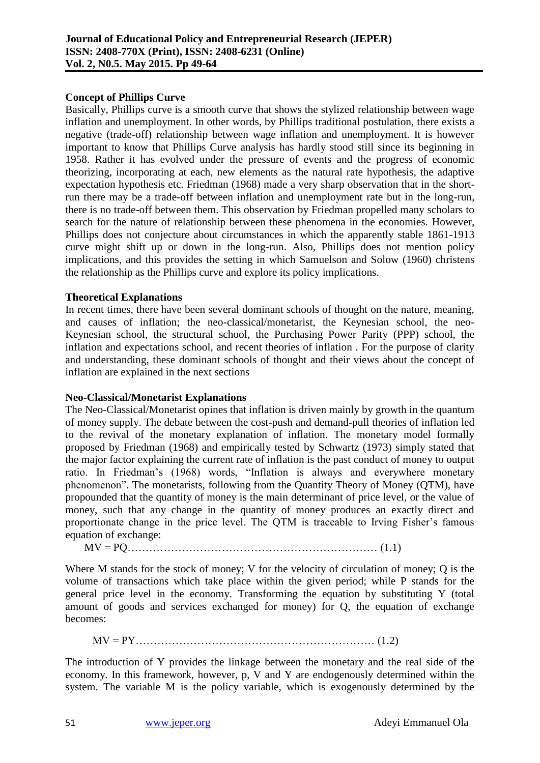**Concept of Phillips Curve**

Basically, Phillips curve is a smooth curve that shows the stylized relationship between wage inflation and unemployment. In other words, by Phillips traditional postulation, there exists a negative (trade-off) relationship between wage inflation and unemployment. It is however important to know that Phillips Curve analysis has hardly stood still since its beginning in 1958. Rather it has evolved under the pressure of events and the progress of economic theorizing, incorporating at each, new elements as the natural rate hypothesis, the adaptive expectation hypothesis etc. Friedman (1968) made a very sharp observation that in the short-run there may be a trade-off between inflation and unemployment rate but in the long-run, there is no trade-off between them. This observation by Friedman propelled many scholars to search for the nature of relationship between these phenomena in the economies. However, Phillips does not conjecture about circumstances in which the apparently stable 1861-1913 curve might shift up or down in the long-run. Also, Phillips does not mention policy implications, and this provides the setting in which Samuelson and Solow (1960) christens the relationship as the Phillips curve and explore its policy implications.

**Theoretical Explanations**

In recent times, there have been several dominant schools of thought on the nature, meaning, and causes of inflation; the neo-classical/monetarist, the Keynesian school, the neo-Keynesian school, the structural school, the Purchasing Power Parity (PPP) school, the inflation and expectations school, and recent theories of inflation . For the purpose of clarity and understanding, these dominant schools of thought and their views about the concept of inflation are explained in the next sections

**Neo-Classical/Monetarist Explanations**

The Neo-Classical/Monetarist opines that inflation is driven mainly by growth in the quantum of money supply. The debate between the cost-push and demand-pull theories of inflation led to the revival of the monetary explanation of inflation. The monetary model formally proposed by Friedman (1968) and empirically tested by Schwartz (1973) simply stated that the major factor explaining the current rate of inflation is the past conduct of money to output ratio. In Friedman's (1968) words, "Inflation is always and everywhere monetary phenomenon". The monetarists, following from the Quantity Theory of Money (QTM), have propounded that the quantity of money is the main determinant of price level, or the value of money, such that any change in the quantity of money produces an exactly direct and proportionate change in the price level. The QTM is traceable to Irving Fisher's famous equation of exchange:

$$MV = PQ \quad (1.1)$$

Where M stands for the stock of money; V for the velocity of circulation of money; Q is the volume of transactions which take place within the given period; while P stands for the general price level in the economy. Transforming the equation by substituting Y (total amount of goods and services exchanged for money) for Q, the equation of exchange becomes:

$$MV = PY \quad (1.2)$$

The introduction of Y provides the linkage between the monetary and the real side of the economy. In this framework, however, p, V and Y are endogenously determined within the system. The variable M is the policy variable, which is exogenously determined by the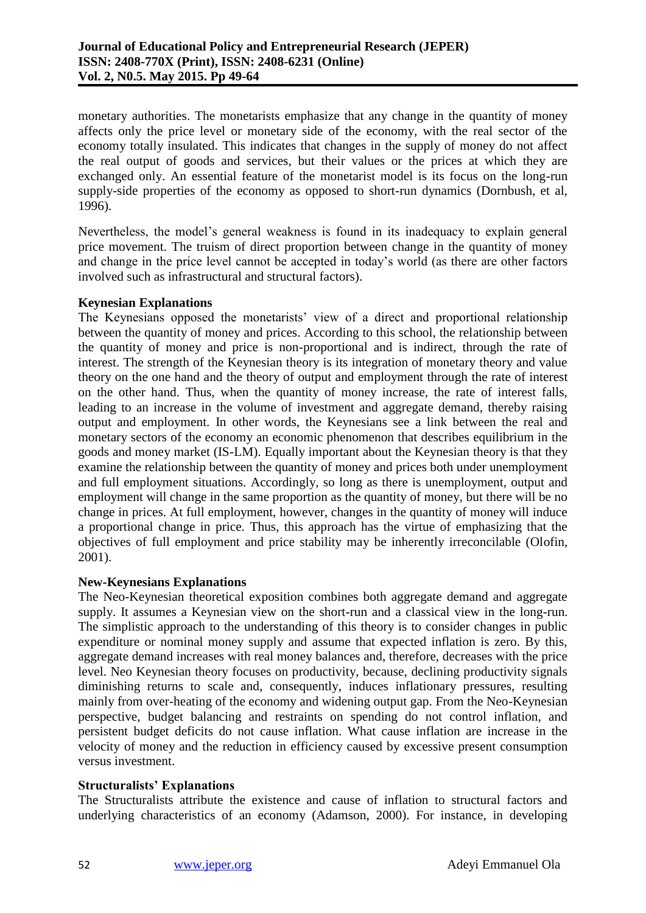monetary authorities. The monetarists emphasize that any change in the quantity of money affects only the price level or monetary side of the economy, with the real sector of the economy totally insulated. This indicates that changes in the supply of money do not affect the real output of goods and services, but their values or the prices at which they are exchanged only. An essential feature of the monetarist model is its focus on the long-run supply-side properties of the economy as opposed to short-run dynamics (Dornbush, et al, 1996).

Nevertheless, the model's general weakness is found in its inadequacy to explain general price movement. The truism of direct proportion between change in the quantity of money and change in the price level cannot be accepted in today's world (as there are other factors involved such as infrastructural and structural factors).

**Keynesian Explanations**

The Keynesians opposed the monetarists' view of a direct and proportional relationship between the quantity of money and prices. According to this school, the relationship between the quantity of money and price is non-proportional and is indirect, through the rate of interest. The strength of the Keynesian theory is its integration of monetary theory and value theory on the one hand and the theory of output and employment through the rate of interest on the other hand. Thus, when the quantity of money increase, the rate of interest falls, leading to an increase in the volume of investment and aggregate demand, thereby raising output and employment. In other words, the Keynesians see a link between the real and monetary sectors of the economy an economic phenomenon that describes equilibrium in the goods and money market (IS-LM). Equally important about the Keynesian theory is that they examine the relationship between the quantity of money and prices both under unemployment and full employment situations. Accordingly, so long as there is unemployment, output and employment will change in the same proportion as the quantity of money, but there will be no change in prices. At full employment, however, changes in the quantity of money will induce a proportional change in price. Thus, this approach has the virtue of emphasizing that the objectives of full employment and price stability may be inherently irreconcilable (Olofin, 2001).

**New-Keynesians Explanations**

The Neo-Keynesian theoretical exposition combines both aggregate demand and aggregate supply. It assumes a Keynesian view on the short-run and a classical view in the long-run. The simplistic approach to the understanding of this theory is to consider changes in public expenditure or nominal money supply and assume that expected inflation is zero. By this, aggregate demand increases with real money balances and, therefore, decreases with the price level. Neo Keynesian theory focuses on productivity, because, declining productivity signals diminishing returns to scale and, consequently, induces inflationary pressures, resulting mainly from over-heating of the economy and widening output gap. From the Neo-Keynesian perspective, budget balancing and restraints on spending do not control inflation, and persistent budget deficits do not cause inflation. What cause inflation are increase in the velocity of money and the reduction in efficiency caused by excessive present consumption versus investment.

**Structuralists' Explanations**

The Structuralists attribute the existence and cause of inflation to structural factors and underlying characteristics of an economy (Adamson, 2000). For instance, in developing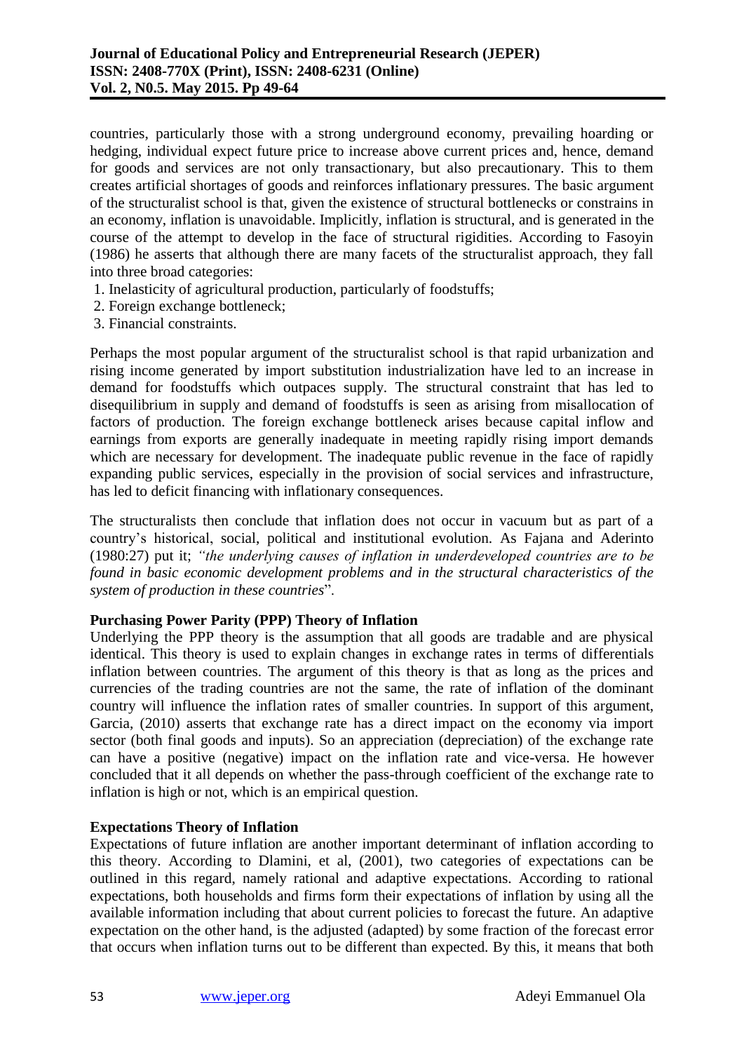countries, particularly those with a strong underground economy, prevailing hoarding or hedging, individual expect future price to increase above current prices and, hence, demand for goods and services are not only transactionary, but also precautionary. This to them creates artificial shortages of goods and reinforces inflationary pressures. The basic argument of the structuralist school is that, given the existence of structural bottlenecks or constrains in an economy, inflation is unavoidable. Implicitly, inflation is structural, and is generated in the course of the attempt to develop in the face of structural rigidities. According to Fasoyin (1986) he asserts that although there are many facets of the structuralist approach, they fall into three broad categories:

1. Inelasticity of agricultural production, particularly of foodstuffs;
2. Foreign exchange bottleneck;
3. Financial constraints.

Perhaps the most popular argument of the structuralist school is that rapid urbanization and rising income generated by import substitution industrialization have led to an increase in demand for foodstuffs which outpaces supply. The structural constraint that has led to disequilibrium in supply and demand of foodstuffs is seen as arising from misallocation of factors of production. The foreign exchange bottleneck arises because capital inflow and earnings from exports are generally inadequate in meeting rapidly rising import demands which are necessary for development. The inadequate public revenue in the face of rapidly expanding public services, especially in the provision of social services and infrastructure, has led to deficit financing with inflationary consequences.

The structuralists then conclude that inflation does not occur in vacuum but as part of a country's historical, social, political and institutional evolution. As Fajana and Aderinto (1980:27) put it; *"the underlying causes of inflation in underdeveloped countries are to be found in basic economic development problems and in the structural characteristics of the system of production in these countries*".

**Purchasing Power Parity (PPP) Theory of Inflation**

Underlying the PPP theory is the assumption that all goods are tradable and are physical identical. This theory is used to explain changes in exchange rates in terms of differentials inflation between countries. The argument of this theory is that as long as the prices and currencies of the trading countries are not the same, the rate of inflation of the dominant country will influence the inflation rates of smaller countries. In support of this argument, Garcia, (2010) asserts that exchange rate has a direct impact on the economy via import sector (both final goods and inputs). So an appreciation (depreciation) of the exchange rate can have a positive (negative) impact on the inflation rate and vice-versa. He however concluded that it all depends on whether the pass-through coefficient of the exchange rate to inflation is high or not, which is an empirical question.

**Expectations Theory of Inflation**

Expectations of future inflation are another important determinant of inflation according to this theory. According to Dlamini, et al, (2001), two categories of expectations can be outlined in this regard, namely rational and adaptive expectations. According to rational expectations, both households and firms form their expectations of inflation by using all the available information including that about current policies to forecast the future. An adaptive expectation on the other hand, is the adjusted (adapted) by some fraction of the forecast error that occurs when inflation turns out to be different than expected. By this, it means that both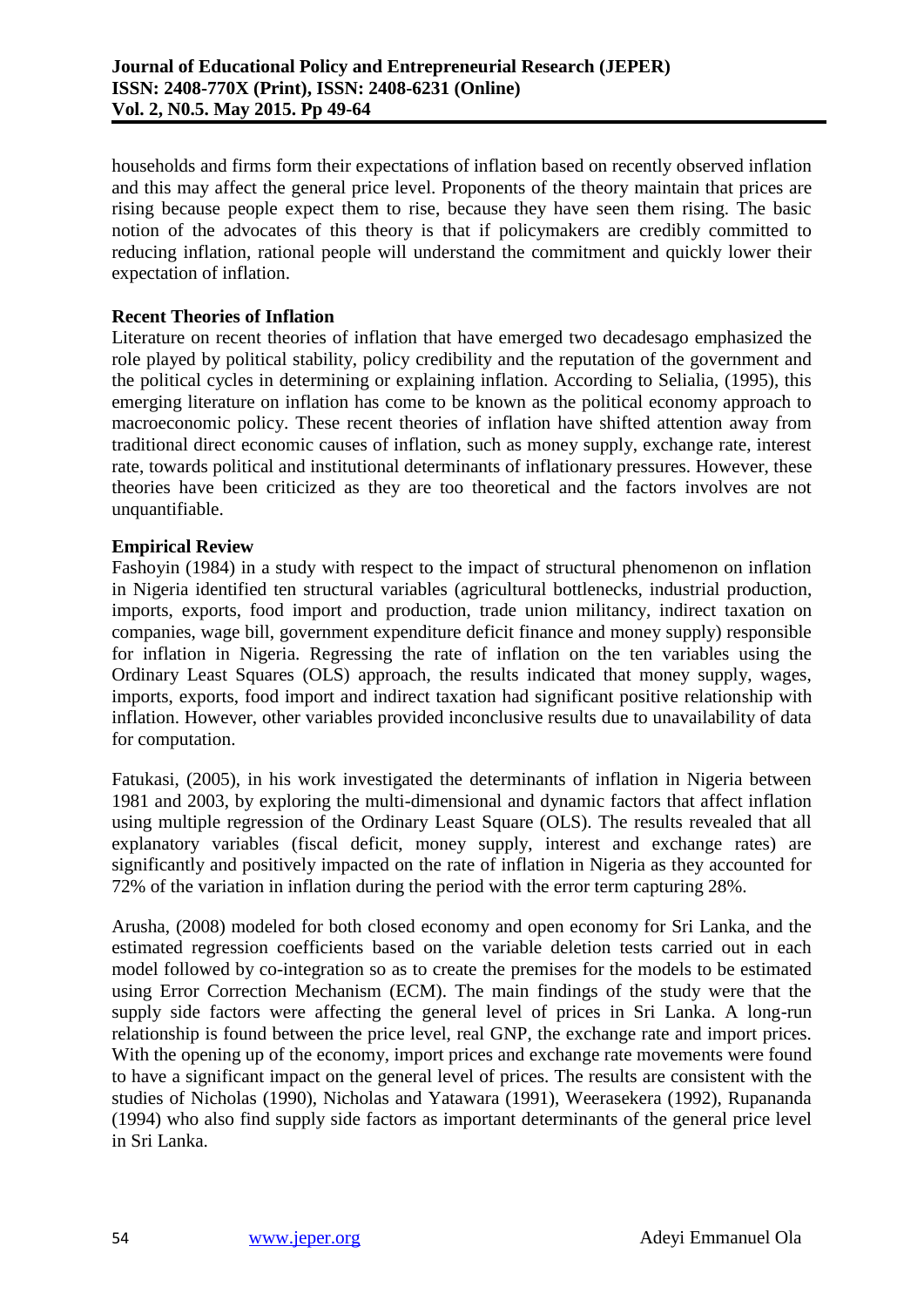households and firms form their expectations of inflation based on recently observed inflation and this may affect the general price level. Proponents of the theory maintain that prices are rising because people expect them to rise, because they have seen them rising. The basic notion of the advocates of this theory is that if policymakers are credibly committed to reducing inflation, rational people will understand the commitment and quickly lower their expectation of inflation.

**Recent Theories of Inflation**

Literature on recent theories of inflation that have emerged two decadesago emphasized the role played by political stability, policy credibility and the reputation of the government and the political cycles in determining or explaining inflation. According to Selialia, (1995), this emerging literature on inflation has come to be known as the political economy approach to macroeconomic policy. These recent theories of inflation have shifted attention away from traditional direct economic causes of inflation, such as money supply, exchange rate, interest rate, towards political and institutional determinants of inflationary pressures. However, these theories have been criticized as they are too theoretical and the factors involves are not unquantifiable.

**Empirical Review**

Fashoyin (1984) in a study with respect to the impact of structural phenomenon on inflation in Nigeria identified ten structural variables (agricultural bottlenecks, industrial production, imports, exports, food import and production, trade union militancy, indirect taxation on companies, wage bill, government expenditure deficit finance and money supply) responsible for inflation in Nigeria. Regressing the rate of inflation on the ten variables using the Ordinary Least Squares (OLS) approach, the results indicated that money supply, wages, imports, exports, food import and indirect taxation had significant positive relationship with inflation. However, other variables provided inconclusive results due to unavailability of data for computation.

Fatukasi, (2005), in his work investigated the determinants of inflation in Nigeria between 1981 and 2003, by exploring the multi-dimensional and dynamic factors that affect inflation using multiple regression of the Ordinary Least Square (OLS). The results revealed that all explanatory variables (fiscal deficit, money supply, interest and exchange rates) are significantly and positively impacted on the rate of inflation in Nigeria as they accounted for 72% of the variation in inflation during the period with the error term capturing 28%.

Arusha, (2008) modeled for both closed economy and open economy for Sri Lanka, and the estimated regression coefficients based on the variable deletion tests carried out in each model followed by co-integration so as to create the premises for the models to be estimated using Error Correction Mechanism (ECM). The main findings of the study were that the supply side factors were affecting the general level of prices in Sri Lanka. A long-run relationship is found between the price level, real GNP, the exchange rate and import prices. With the opening up of the economy, import prices and exchange rate movements were found to have a significant impact on the general level of prices. The results are consistent with the studies of Nicholas (1990), Nicholas and Yatawara (1991), Weerasekera (1992), Rupananda (1994) who also find supply side factors as important determinants of the general price level in Sri Lanka.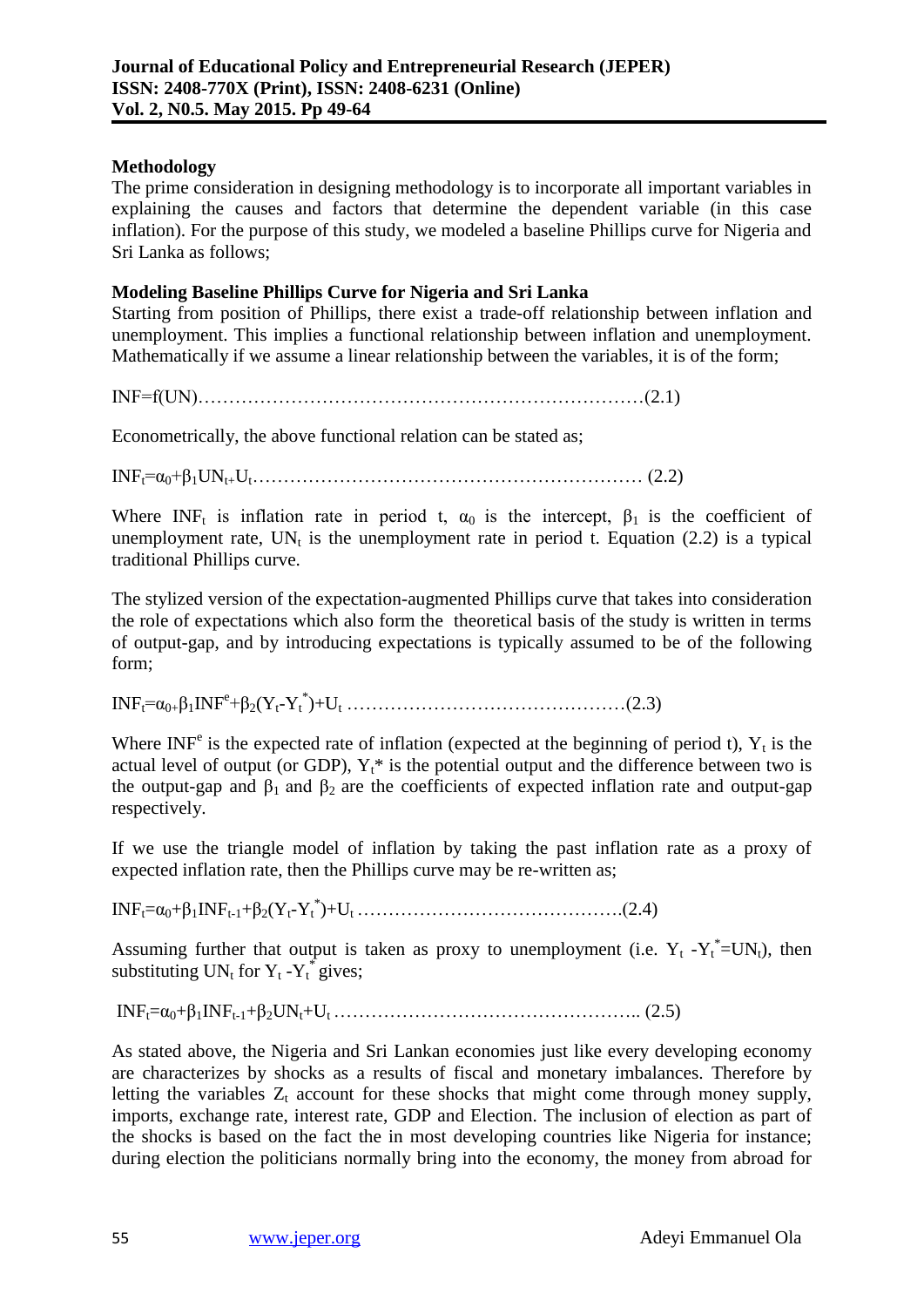## Methodology

The prime consideration in designing methodology is to incorporate all important variables in explaining the causes and factors that determine the dependent variable (in this case inflation). For the purpose of this study, we modeled a baseline Phillips curve for Nigeria and Sri Lanka as follows;

### Modeling Baseline Phillips Curve for Nigeria and Sri Lanka

Starting from position of Phillips, there exist a trade-off relationship between inflation and unemployment. This implies a functional relationship between inflation and unemployment. Mathematically if we assume a linear relationship between the variables, it is of the form;

$$INF=f(UN) \quad (2.1)$$

Econometrically, the above functional relation can be stated as;

$$INF_t=\alpha_0+\beta_1 UN_t+U_t \quad (2.2)$$

Where $INF_t$ is inflation rate in period t, $\alpha_0$ is the intercept, $\beta_1$ is the coefficient of unemployment rate, $UN_t$ is the unemployment rate in period t. Equation (2.2) is a typical traditional Phillips curve.

The stylized version of the expectation-augmented Phillips curve that takes into consideration the role of expectations which also form the theoretical basis of the study is written in terms of output-gap, and by introducing expectations is typically assumed to be of the following form;

$$INF_t=\alpha_0+\beta_1 INF^e+\beta_2(Y_t-Y_t^*)+U_t \quad (2.3)$$

Where $INF^e$ is the expected rate of inflation (expected at the beginning of period t), $Y_t$ is the actual level of output (or GDP), $Y_t$* is the potential output and the difference between two is the output-gap and $\beta_1$ and $\beta_2$ are the coefficients of expected inflation rate and output-gap respectively.

If we use the triangle model of inflation by taking the past inflation rate as a proxy of expected inflation rate, then the Phillips curve may be re-written as;

$$INF_t=\alpha_0+\beta_1 INF_{t-1}+\beta_2(Y_t-Y_t^*)+U_t \quad (2.4)$$

Assuming further that output is taken as proxy to unemployment (i.e. $Y_t - Y_t^* = UN_t$), then substituting $UN_t$ for $Y_t - Y_t^*$ gives;

$$INF_t=\alpha_0+\beta_1 INF_{t-1}+\beta_2 UN_t+U_t \quad (2.5)$$

As stated above, the Nigeria and Sri Lankan economies just like every developing economy are characterizes by shocks as a results of fiscal and monetary imbalances. Therefore by letting the variables $Z_t$ account for these shocks that might come through money supply, imports, exchange rate, interest rate, GDP and Election. The inclusion of election as part of the shocks is based on the fact the in most developing countries like Nigeria for instance; during election the politicians normally bring into the economy, the money from abroad for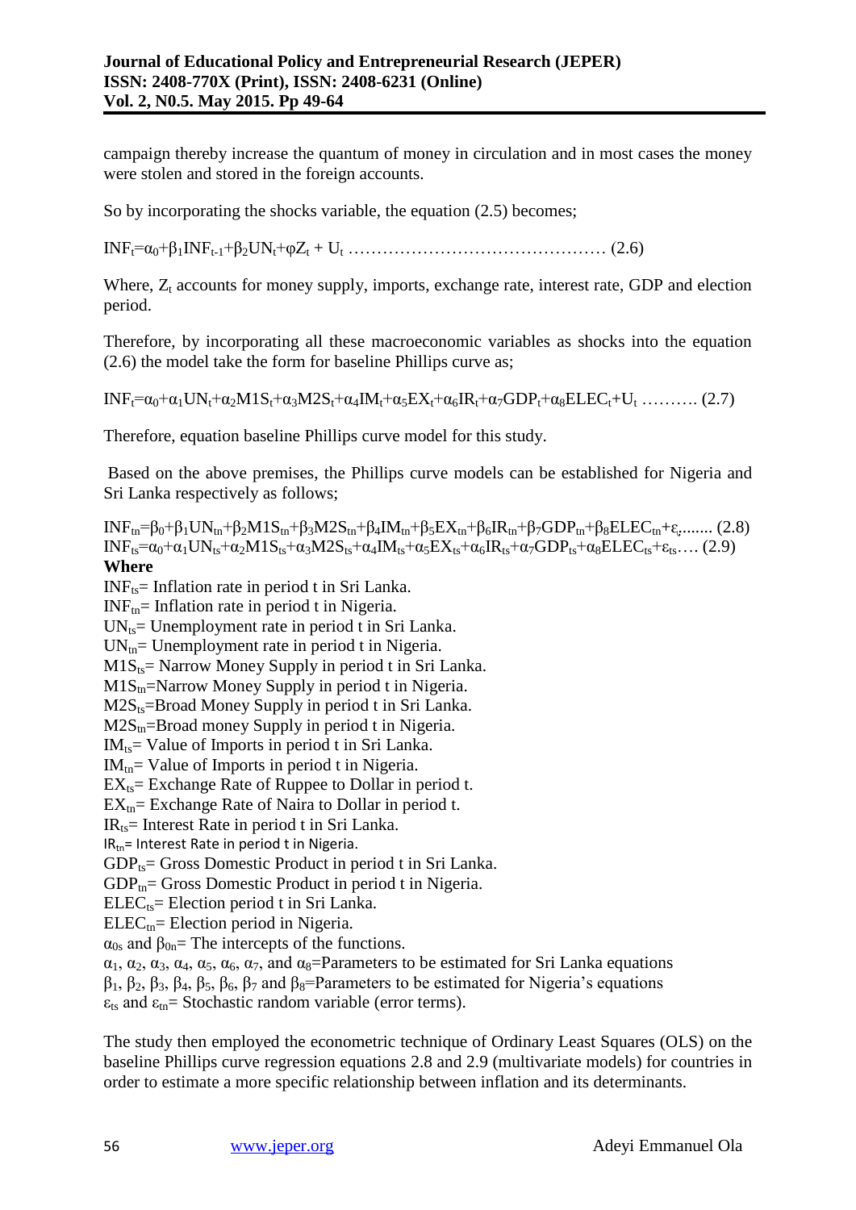campaign thereby increase the quantum of money in circulation and in most cases the money were stolen and stored in the foreign accounts.

So by incorporating the shocks variable, the equation (2.5) becomes;

$$INF_t=\alpha_0+\beta_1 INF_{t-1}+\beta_2 UN_t+\varphi Z_t + U_t \quad \ldots\ldots (2.6)$$

Where, $Z_t$ accounts for money supply, imports, exchange rate, interest rate, GDP and election period.

Therefore, by incorporating all these macroeconomic variables as shocks into the equation (2.6) the model take the form for baseline Phillips curve as;

$$INF_t=\alpha_0+\alpha_1 UN_t+\alpha_2 M1S_t+\alpha_3 M2S_t+\alpha_4 IM_t+\alpha_5 EX_t+\alpha_6 IR_t+\alpha_7 GDP_t+\alpha_8 ELEC_t+U_t \quad \ldots\ldots (2.7)$$

Therefore, equation baseline Phillips curve model for this study.

Based on the above premises, the Phillips curve models can be established for Nigeria and Sri Lanka respectively as follows;

$$INF_{tn}=\beta_0+\beta_1 UN_{tn}+\beta_2 M1S_{tn}+\beta_3 M2S_{tn}+\beta_4 IM_{tn}+\beta_5 EX_{tn}+\beta_6 IR_{tn}+\beta_7 GDP_{tn}+\beta_8 ELEC_{tn}+\varepsilon_t \ldots\ldots (2.8)$$

$$INF_{ts}=\alpha_0+\alpha_1 UN_{ts}+\alpha_2 M1S_{ts}+\alpha_3 M2S_{ts}+\alpha_4 IM_{ts}+\alpha_5 EX_{ts}+\alpha_6 IR_{ts}+\alpha_7 GDP_{ts}+\alpha_8 ELEC_{ts}+\varepsilon_{ts} \ldots (2.9)$$

**Where**

$INF_{ts}$= Inflation rate in period t in Sri Lanka.
$INF_{tn}$= Inflation rate in period t in Nigeria.
$UN_{ts}$= Unemployment rate in period t in Sri Lanka.
$UN_{tn}$= Unemployment rate in period t in Nigeria.
$M1S_{ts}$= Narrow Money Supply in period t in Sri Lanka.
$M1S_{tn}$=Narrow Money Supply in period t in Nigeria.
$M2S_{ts}$=Broad Money Supply in period t in Sri Lanka.
$M2S_{tn}$=Broad money Supply in period t in Nigeria.
$IM_{ts}$= Value of Imports in period t in Sri Lanka.
$IM_{tn}$= Value of Imports in period t in Nigeria.
$EX_{ts}$= Exchange Rate of Ruppee to Dollar in period t.
$EX_{tn}$= Exchange Rate of Naira to Dollar in period t.
$IR_{ts}$= Interest Rate in period t in Sri Lanka.
$IR_{tn}$= Interest Rate in period t in Nigeria.
$GDP_{ts}$= Gross Domestic Product in period t in Sri Lanka.
$GDP_{tn}$= Gross Domestic Product in period t in Nigeria.
$ELEC_{ts}$= Election period t in Sri Lanka.
$ELEC_{tn}$= Election period in Nigeria.
$\alpha_{0s}$ and $\beta_{0n}$= The intercepts of the functions.
$\alpha_1$, $\alpha_2$, $\alpha_3$, $\alpha_4$, $\alpha_5$, $\alpha_6$, $\alpha_7$, and $\alpha_8$=Parameters to be estimated for Sri Lanka equations
$\beta_1$, $\beta_2$, $\beta_3$, $\beta_4$, $\beta_5$, $\beta_6$, $\beta_7$ and $\beta_8$=Parameters to be estimated for Nigeria's equations
$\varepsilon_{ts}$ and $\varepsilon_{tn}$= Stochastic random variable (error terms).

The study then employed the econometric technique of Ordinary Least Squares (OLS) on the baseline Phillips curve regression equations 2.8 and 2.9 (multivariate models) for countries in order to estimate a more specific relationship between inflation and its determinants.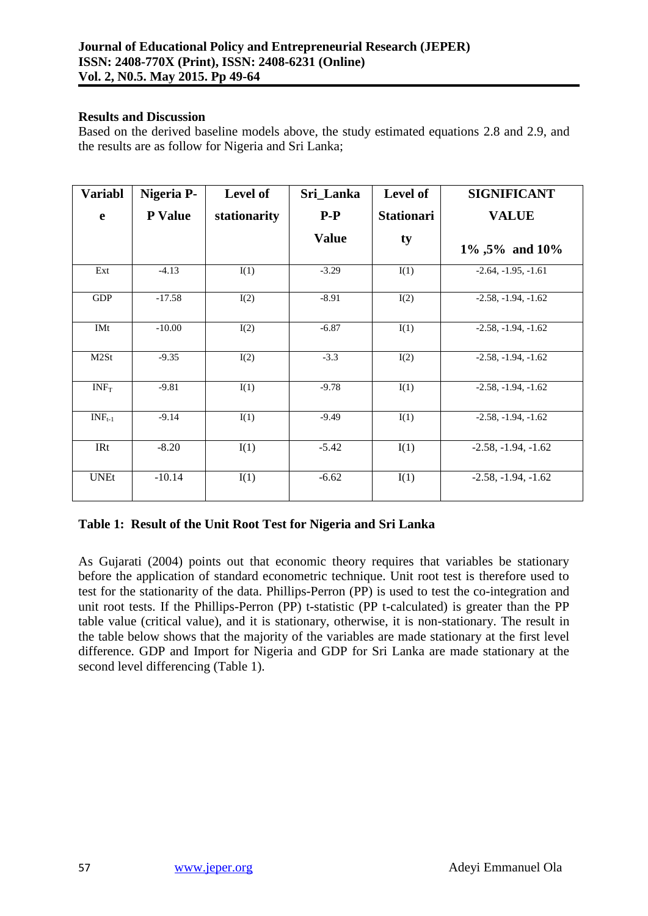## Results and Discussion

Based on the derived baseline models above, the study estimated equations 2.8 and 2.9, and the results are as follow for Nigeria and Sri Lanka;

| Variable | Nigeria P-P Value | Level of stationarity | Sri_Lanka P-P Value | Level of Stationarity | SIGNIFICANT VALUE 1% ,5% and 10% |
|---|---|---|---|---|---|
| Ext | -4.13 | I(1) | -3.29 | I(1) | -2.64, -1.95, -1.61 |
| GDP | -17.58 | I(2) | -8.91 | I(2) | -2.58, -1.94, -1.62 |
| IMt | -10.00 | I(2) | -6.87 | I(1) | -2.58, -1.94, -1.62 |
| M2St | -9.35 | I(2) | -3.3 | I(2) | -2.58, -1.94, -1.62 |
| $INF_T$ | -9.81 | I(1) | -9.78 | I(1) | -2.58, -1.94, -1.62 |
| $INF_{t-1}$ | -9.14 | I(1) | -9.49 | I(1) | -2.58, -1.94, -1.62 |
| IRt | -8.20 | I(1) | -5.42 | I(1) | -2.58, -1.94, -1.62 |
| UNEt | -10.14 | I(1) | -6.62 | I(1) | -2.58, -1.94, -1.62 |

**Table 1: Result of the Unit Root Test for Nigeria and Sri Lanka**

As Gujarati (2004) points out that economic theory requires that variables be stationary before the application of standard econometric technique. Unit root test is therefore used to test for the stationarity of the data. Phillips-Perron (PP) is used to test the co-integration and unit root tests. If the Phillips-Perron (PP) t-statistic (PP t-calculated) is greater than the PP table value (critical value), and it is stationary, otherwise, it is non-stationary. The result in the table below shows that the majority of the variables are made stationary at the first level difference. GDP and Import for Nigeria and GDP for Sri Lanka are made stationary at the second level differencing (Table 1).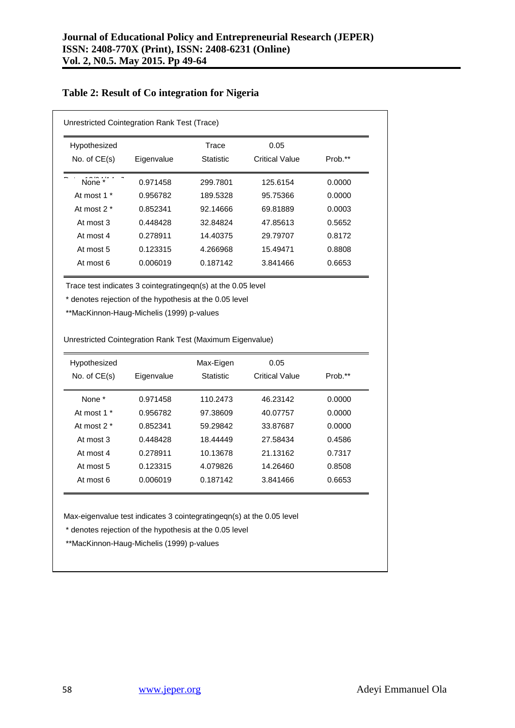**Table 2: Result of Co integration for Nigeria**

Unrestricted Cointegration Rank Test (Trace)

| Hypothesized No. of CE(s) | Eigenvalue | Trace Statistic | 0.05 Critical Value | Prob.** |
|---|---|---|---|---|
| None * | 0.971458 | 299.7801 | 125.6154 | 0.0000 |
| At most 1 * | 0.956782 | 189.5328 | 95.75366 | 0.0000 |
| At most 2 * | 0.852341 | 92.14666 | 69.81889 | 0.0003 |
| At most 3 | 0.448428 | 32.84824 | 47.85613 | 0.5652 |
| At most 4 | 0.278911 | 14.40375 | 29.79707 | 0.8172 |
| At most 5 | 0.123315 | 4.266968 | 15.49471 | 0.8808 |
| At most 6 | 0.006019 | 0.187142 | 3.841466 | 0.6653 |

Trace test indicates 3 cointegratingeqn(s) at the 0.05 level

* denotes rejection of the hypothesis at the 0.05 level

**MacKinnon-Haug-Michelis (1999) p-values

Unrestricted Cointegration Rank Test (Maximum Eigenvalue)

| Hypothesized No. of CE(s) | Eigenvalue | Max-Eigen Statistic | 0.05 Critical Value | Prob.** |
|---|---|---|---|---|
| None * | 0.971458 | 110.2473 | 46.23142 | 0.0000 |
| At most 1 * | 0.956782 | 97.38609 | 40.07757 | 0.0000 |
| At most 2 * | 0.852341 | 59.29842 | 33.87687 | 0.0000 |
| At most 3 | 0.448428 | 18.44449 | 27.58434 | 0.4586 |
| At most 4 | 0.278911 | 10.13678 | 21.13162 | 0.7317 |
| At most 5 | 0.123315 | 4.079826 | 14.26460 | 0.8508 |
| At most 6 | 0.006019 | 0.187142 | 3.841466 | 0.6653 |

Max-eigenvalue test indicates 3 cointegratingeqn(s) at the 0.05 level

* denotes rejection of the hypothesis at the 0.05 level

**MacKinnon-Haug-Michelis (1999) p-values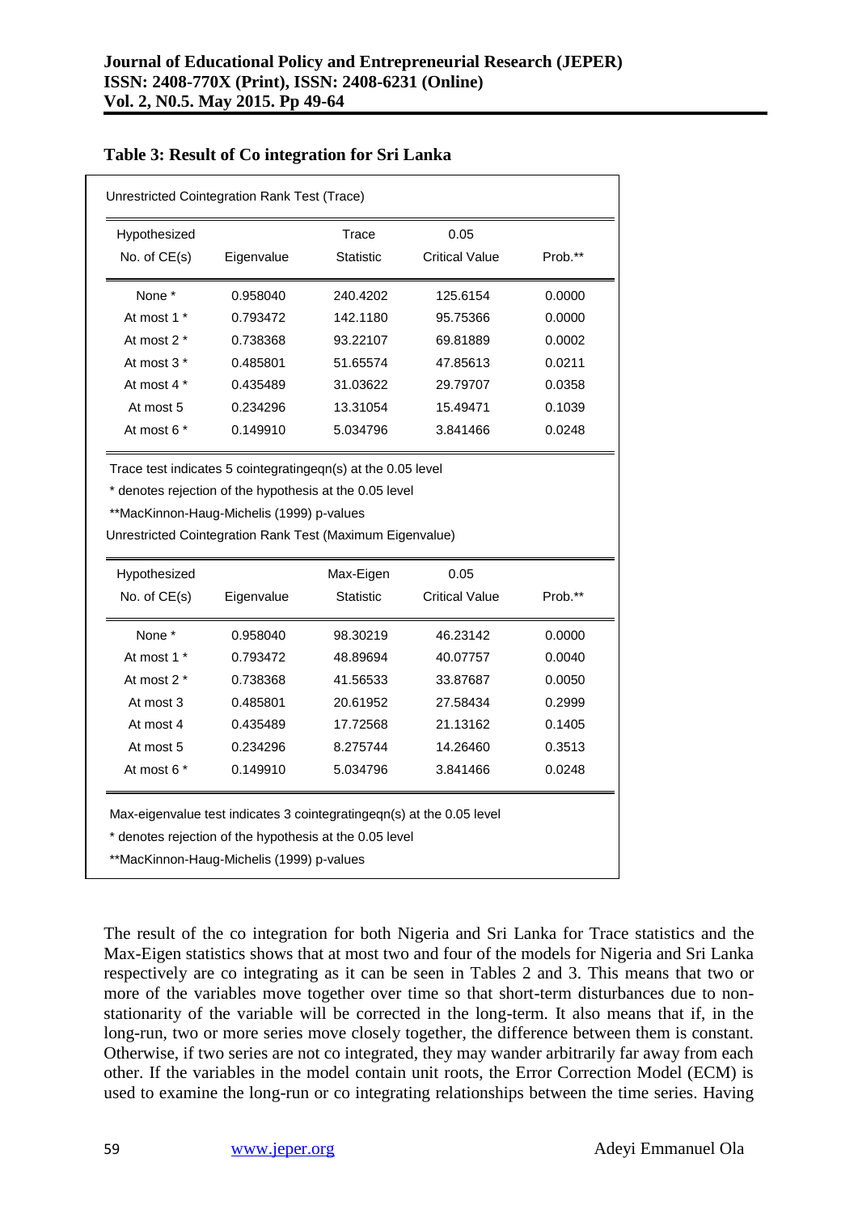**Table 3: Result of Co integration for Sri Lanka**

Unrestricted Cointegration Rank Test (Trace)

| Hypothesized No. of CE(s) | Eigenvalue | Trace Statistic | 0.05 Critical Value | Prob.** |
|---|---|---|---|---|
| None * | 0.958040 | 240.4202 | 125.6154 | 0.0000 |
| At most 1 * | 0.793472 | 142.1180 | 95.75366 | 0.0000 |
| At most 2 * | 0.738368 | 93.22107 | 69.81889 | 0.0002 |
| At most 3 * | 0.485801 | 51.65574 | 47.85613 | 0.0211 |
| At most 4 * | 0.435489 | 31.03622 | 29.79707 | 0.0358 |
| At most 5 | 0.234296 | 13.31054 | 15.49471 | 0.1039 |
| At most 6 * | 0.149910 | 5.034796 | 3.841466 | 0.0248 |

Trace test indicates 5 cointegratingeqn(s) at the 0.05 level

* denotes rejection of the hypothesis at the 0.05 level

**MacKinnon-Haug-Michelis (1999) p-values

Unrestricted Cointegration Rank Test (Maximum Eigenvalue)

| Hypothesized No. of CE(s) | Eigenvalue | Max-Eigen Statistic | 0.05 Critical Value | Prob.** |
|---|---|---|---|---|
| None * | 0.958040 | 98.30219 | 46.23142 | 0.0000 |
| At most 1 * | 0.793472 | 48.89694 | 40.07757 | 0.0040 |
| At most 2 * | 0.738368 | 41.56533 | 33.87687 | 0.0050 |
| At most 3 | 0.485801 | 20.61952 | 27.58434 | 0.2999 |
| At most 4 | 0.435489 | 17.72568 | 21.13162 | 0.1405 |
| At most 5 | 0.234296 | 8.275744 | 14.26460 | 0.3513 |
| At most 6 * | 0.149910 | 5.034796 | 3.841466 | 0.0248 |

Max-eigenvalue test indicates 3 cointegratingeqn(s) at the 0.05 level

* denotes rejection of the hypothesis at the 0.05 level

**MacKinnon-Haug-Michelis (1999) p-values

The result of the co integration for both Nigeria and Sri Lanka for Trace statistics and the Max-Eigen statistics shows that at most two and four of the models for Nigeria and Sri Lanka respectively are co integrating as it can be seen in Tables 2 and 3. This means that two or more of the variables move together over time so that short-term disturbances due to non-stationarity of the variable will be corrected in the long-term. It also means that if, in the long-run, two or more series move closely together, the difference between them is constant. Otherwise, if two series are not co integrated, they may wander arbitrarily far away from each other. If the variables in the model contain unit roots, the Error Correction Model (ECM) is used to examine the long-run or co integrating relationships between the time series. Having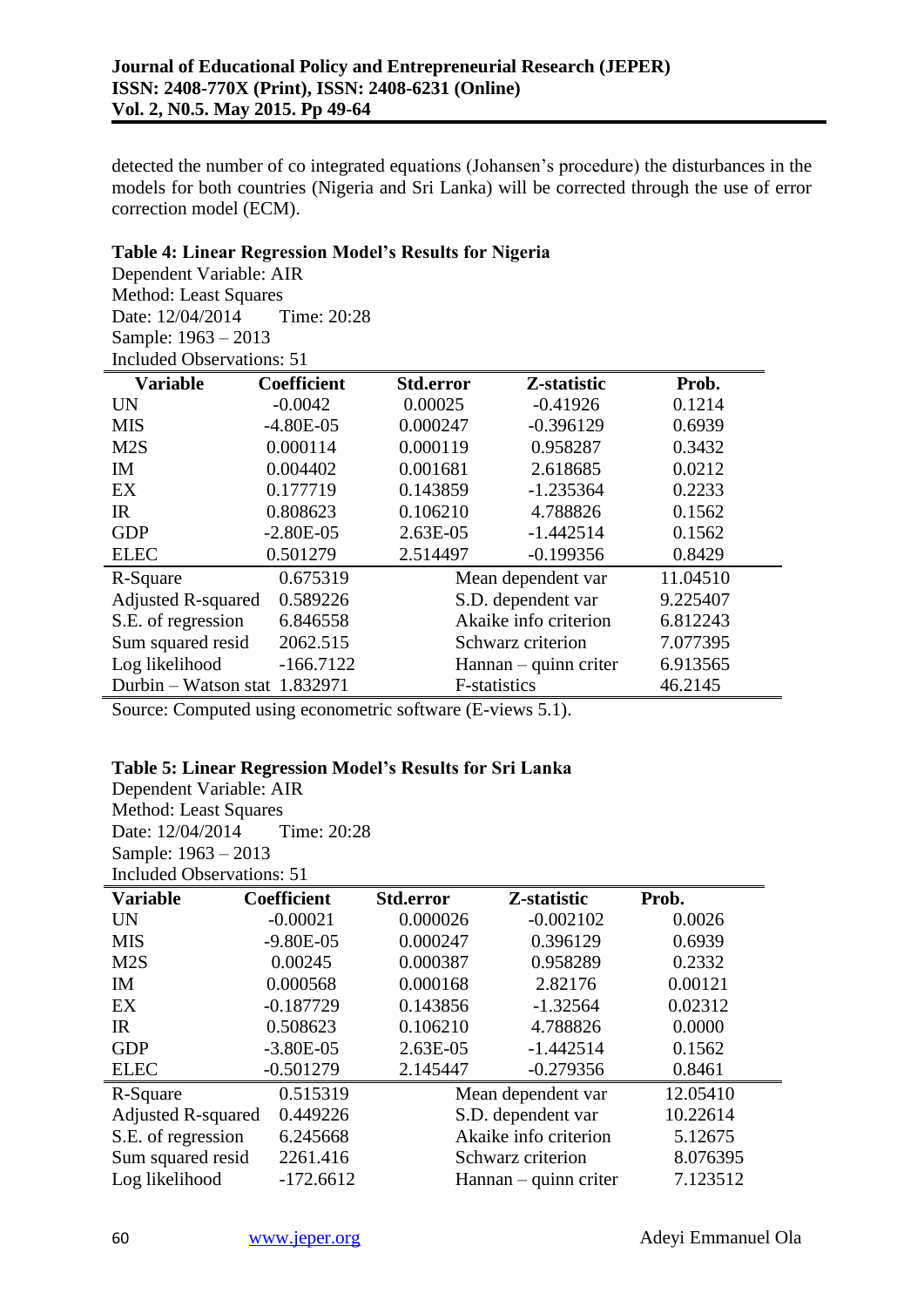detected the number of co integrated equations (Johansen's procedure) the disturbances in the models for both countries (Nigeria and Sri Lanka) will be corrected through the use of error correction model (ECM).

**Table 4: Linear Regression Model's Results for Nigeria**

Dependent Variable: AIR
Method: Least Squares
Date: 12/04/2014 Time: 20:28
Sample: 1963 – 2013
Included Observations: 51

| Variable | Coefficient | Std.error | Z-statistic | Prob. |
|---|---|---|---|---|
| UN | -0.0042 | 0.00025 | -0.41926 | 0.1214 |
| MIS | -4.80E-05 | 0.000247 | -0.396129 | 0.6939 |
| M2S | 0.000114 | 0.000119 | 0.958287 | 0.3432 |
| IM | 0.004402 | 0.001681 | 2.618685 | 0.0212 |
| EX | 0.177719 | 0.143859 | -1.235364 | 0.2233 |
| IR | 0.808623 | 0.106210 | 4.788826 | 0.1562 |
| GDP | -2.80E-05 | 2.63E-05 | -1.442514 | 0.1562 |
| ELEC | 0.501279 | 2.514497 | -0.199356 | 0.8429 |
| R-Square | 0.675319 | | Mean dependent var | 11.04510 |
| Adjusted R-squared | 0.589226 | | S.D. dependent var | 9.225407 |
| S.E. of regression | 6.846558 | | Akaike info criterion | 6.812243 |
| Sum squared resid | 2062.515 | | Schwarz criterion | 7.077395 |
| Log likelihood | -166.7122 | | Hannan – quinn criter | 6.913565 |
| Durbin – Watson stat | 1.832971 | | F-statistics | 46.2145 |

Source: Computed using econometric software (E-views 5.1).

**Table 5: Linear Regression Model's Results for Sri Lanka**

Dependent Variable: AIR
Method: Least Squares
Date: 12/04/2014 Time: 20:28
Sample: 1963 – 2013
Included Observations: 51

| Variable | Coefficient | Std.error | Z-statistic | Prob. |
|---|---|---|---|---|
| UN | -0.00021 | 0.000026 | -0.002102 | 0.0026 |
| MIS | -9.80E-05 | 0.000247 | 0.396129 | 0.6939 |
| M2S | 0.00245 | 0.000387 | 0.958289 | 0.2332 |
| IM | 0.000568 | 0.000168 | 2.82176 | 0.00121 |
| EX | -0.187729 | 0.143856 | -1.32564 | 0.02312 |
| IR | 0.508623 | 0.106210 | 4.788826 | 0.0000 |
| GDP | -3.80E-05 | 2.63E-05 | -1.442514 | 0.1562 |
| ELEC | -0.501279 | 2.145447 | -0.279356 | 0.8461 |
| R-Square | 0.515319 | | Mean dependent var | 12.05410 |
| Adjusted R-squared | 0.449226 | | S.D. dependent var | 10.22614 |
| S.E. of regression | 6.245668 | | Akaike info criterion | 5.12675 |
| Sum squared resid | 2261.416 | | Schwarz criterion | 8.076395 |
| Log likelihood | -172.6612 | | Hannan – quinn criter | 7.123512 |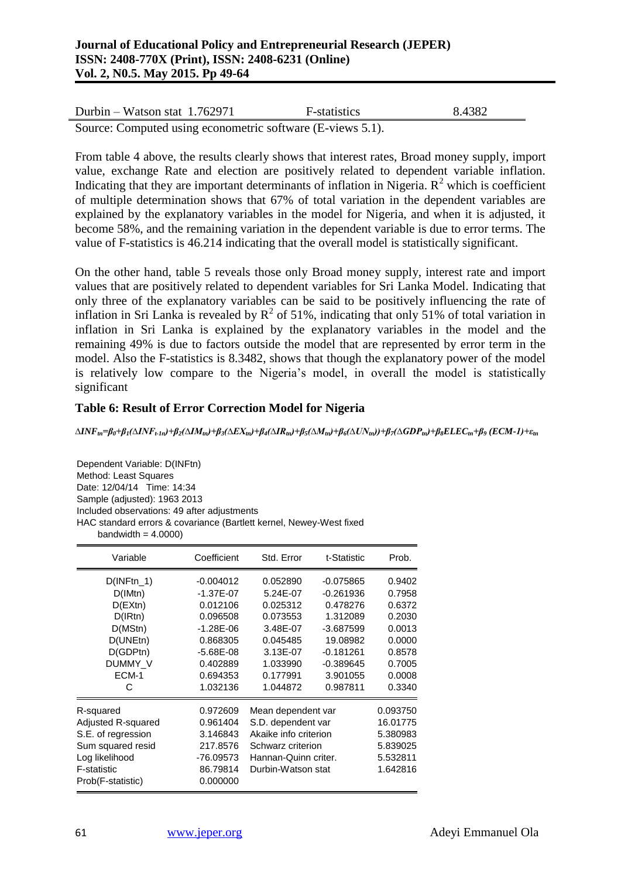| Durbin – Watson stat 1.762971 | F-statistics | 8.4382 |
|---|---|---|

Source: Computed using econometric software (E-views 5.1).

From table 4 above, the results clearly shows that interest rates, Broad money supply, import value, exchange Rate and election are positively related to dependent variable inflation. Indicating that they are important determinants of inflation in Nigeria. $R^2$ which is coefficient of multiple determination shows that 67% of total variation in the dependent variables are explained by the explanatory variables in the model for Nigeria, and when it is adjusted, it become 58%, and the remaining variation in the dependent variable is due to error terms. The value of F-statistics is 46.214 indicating that the overall model is statistically significant.

On the other hand, table 5 reveals those only Broad money supply, interest rate and import values that are positively related to dependent variables for Sri Lanka Model. Indicating that only three of the explanatory variables can be said to be positively influencing the rate of inflation in Sri Lanka is revealed by $R^2$ of 51%, indicating that only 51% of total variation in inflation in Sri Lanka is explained by the explanatory variables in the model and the remaining 49% is due to factors outside the model that are represented by error term in the model. Also the F-statistics is 8.3482, shows that though the explanatory power of the model is relatively low compare to the Nigeria's model, in overall the model is statistically significant

### Table 6: Result of Error Correction Model for Nigeria

$$\Delta INF_{tn}=\beta_0+\beta_1(\Delta INF_{t-1n})+\beta_2(\Delta IM_{tn})+\beta_3(\Delta EX_{tn})+\beta_4(\Delta IR_{tn})+\beta_5(\Delta M_{tn})+\beta_6(\Delta UN_{tn}))+\beta_7(\Delta GDP_{tn})+\beta_8 ELEC_{tn}+\beta_9(ECM\text{-}1)+\varepsilon_{tn}$$

Dependent Variable: D(INFtn)
Method: Least Squares
Date: 12/04/14 Time: 14:34
Sample (adjusted): 1963 2013
Included observations: 49 after adjustments
HAC standard errors & covariance (Bartlett kernel, Newey-West fixed bandwidth = 4.0000)

| Variable | Coefficient | Std. Error | t-Statistic | Prob. |
|---|---|---|---|---|
| D(INFtn_1) | -0.004012 | 0.052890 | -0.075865 | 0.9402 |
| D(IMtn) | -1.37E-07 | 5.24E-07 | -0.261936 | 0.7958 |
| D(EXtn) | 0.012106 | 0.025312 | 0.478276 | 0.6372 |
| D(IRtn) | 0.096508 | 0.073553 | 1.312089 | 0.2030 |
| D(MStn) | -1.28E-06 | 3.48E-07 | -3.687599 | 0.0013 |
| D(UNEtn) | 0.868305 | 0.045485 | 19.08982 | 0.0000 |
| D(GDPtn) | -5.68E-08 | 3.13E-07 | -0.181261 | 0.8578 |
| DUMMY_V | 0.402889 | 1.033990 | -0.389645 | 0.7005 |
| ECM-1 | 0.694353 | 0.177991 | 3.901055 | 0.0008 |
| C | 1.032136 | 1.044872 | 0.987811 | 0.3340 |

| | | | |
|---|---|---|---|
| R-squared | 0.972609 | Mean dependent var | 0.093750 |
| Adjusted R-squared | 0.961404 | S.D. dependent var | 16.01775 |
| S.E. of regression | 3.146843 | Akaike info criterion | 5.380983 |
| Sum squared resid | 217.8576 | Schwarz criterion | 5.839025 |
| Log likelihood | -76.09573 | Hannan-Quinn criter. | 5.532811 |
| F-statistic | 86.79814 | Durbin-Watson stat | 1.642816 |
| Prob(F-statistic) | 0.000000 | | |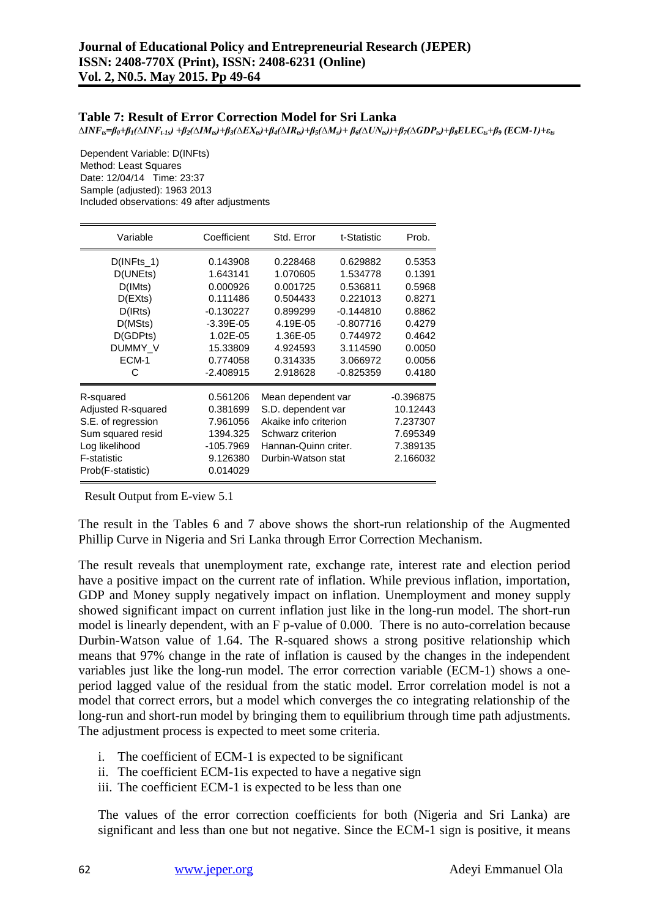## Table 7: Result of Error Correction Model for Sri Lanka

$$\Delta INF_{ts}=\beta_0+\beta_1(\Delta INF_{t-1s})+\beta_2(\Delta IM_{ts})+\beta_3(\Delta EX_{ts})+\beta_4(\Delta IR_{ts})+\beta_5(\Delta M_s)+\beta_6(\Delta UN_{ts}))+\beta_7(\Delta GDP_{ts})+\beta_8 ELEC_{ts}+\beta_9(ECM\text{-}1)+\varepsilon_{ts}$$

Dependent Variable: D(INFts)
Method: Least Squares
Date: 12/04/14 Time: 23:37
Sample (adjusted): 1963 2013
Included observations: 49 after adjustments

| Variable | Coefficient | Std. Error | t-Statistic | Prob. |
|---|---|---|---|---|
| D(INFts_1) | 0.143908 | 0.228468 | 0.629882 | 0.5353 |
| D(UNEts) | 1.643141 | 1.070605 | 1.534778 | 0.1391 |
| D(IMts) | 0.000926 | 0.001725 | 0.536811 | 0.5968 |
| D(EXts) | 0.111486 | 0.504433 | 0.221013 | 0.8271 |
| D(IRts) | -0.130227 | 0.899299 | -0.144810 | 0.8862 |
| D(MSts) | -3.39E-05 | 4.19E-05 | -0.807716 | 0.4279 |
| D(GDPts) | 1.02E-05 | 1.36E-05 | 0.744972 | 0.4642 |
| DUMMY_V | 15.33809 | 4.924593 | 3.114590 | 0.0050 |
| ECM-1 | 0.774058 | 0.314335 | 3.066972 | 0.0056 |
| C | -2.408915 | 2.918628 | -0.825359 | 0.4180 |

| | | | |
|---|---|---|---|
| R-squared | 0.561206 | Mean dependent var | -0.396875 |
| Adjusted R-squared | 0.381699 | S.D. dependent var | 10.12443 |
| S.E. of regression | 7.961056 | Akaike info criterion | 7.237307 |
| Sum squared resid | 1394.325 | Schwarz criterion | 7.695349 |
| Log likelihood | -105.7969 | Hannan-Quinn criter. | 7.389135 |
| F-statistic | 9.126380 | Durbin-Watson stat | 2.166032 |
| Prob(F-statistic) | 0.014029 | | |

Result Output from E-view 5.1

The result in the Tables 6 and 7 above shows the short-run relationship of the Augmented Phillip Curve in Nigeria and Sri Lanka through Error Correction Mechanism.

The result reveals that unemployment rate, exchange rate, interest rate and election period have a positive impact on the current rate of inflation. While previous inflation, importation, GDP and Money supply negatively impact on inflation. Unemployment and money supply showed significant impact on current inflation just like in the long-run model. The short-run model is linearly dependent, with an F p-value of 0.000. There is no auto-correlation because Durbin-Watson value of 1.64. The R-squared shows a strong positive relationship which means that 97% change in the rate of inflation is caused by the changes in the independent variables just like the long-run model. The error correction variable (ECM-1) shows a one-period lagged value of the residual from the static model. Error correlation model is not a model that correct errors, but a model which converges the co integrating relationship of the long-run and short-run model by bringing them to equilibrium through time path adjustments. The adjustment process is expected to meet some criteria.

i. The coefficient of ECM-1 is expected to be significant
ii. The coefficient ECM-1is expected to have a negative sign
iii. The coefficient ECM-1 is expected to be less than one

The values of the error correction coefficients for both (Nigeria and Sri Lanka) are significant and less than one but not negative. Since the ECM-1 sign is positive, it means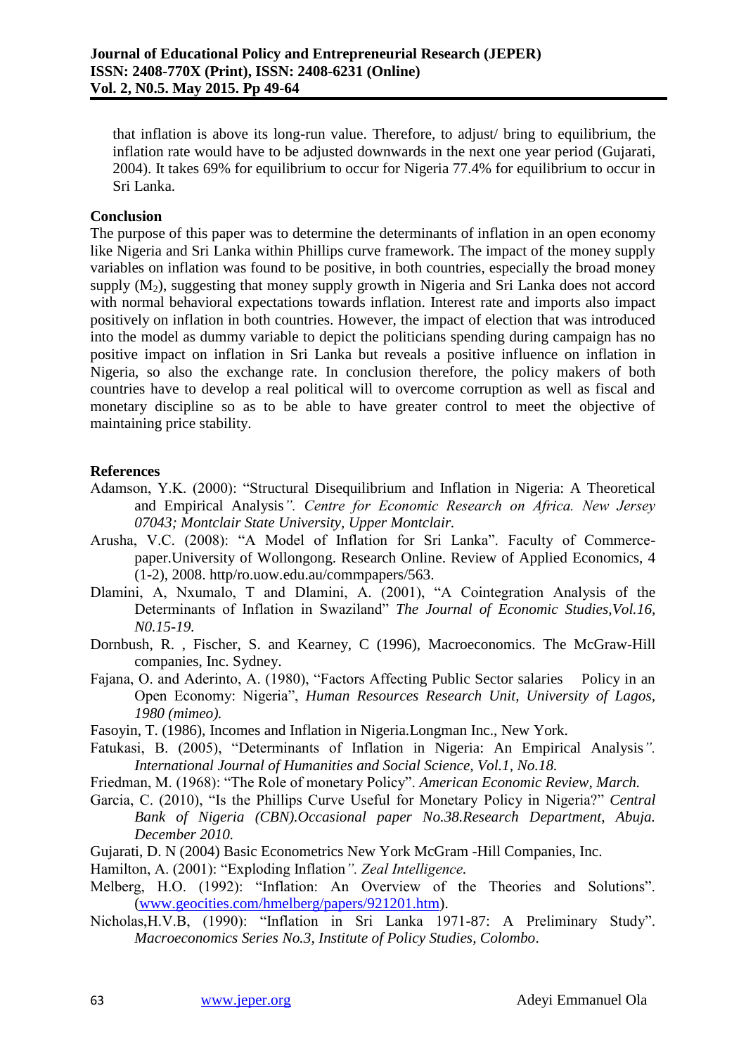that inflation is above its long-run value. Therefore, to adjust/ bring to equilibrium, the inflation rate would have to be adjusted downwards in the next one year period (Gujarati, 2004). It takes 69% for equilibrium to occur for Nigeria 77.4% for equilibrium to occur in Sri Lanka.

## Conclusion

The purpose of this paper was to determine the determinants of inflation in an open economy like Nigeria and Sri Lanka within Phillips curve framework. The impact of the money supply variables on inflation was found to be positive, in both countries, especially the broad money supply ($M_2$), suggesting that money supply growth in Nigeria and Sri Lanka does not accord with normal behavioral expectations towards inflation. Interest rate and imports also impact positively on inflation in both countries. However, the impact of election that was introduced into the model as dummy variable to depict the politicians spending during campaign has no positive impact on inflation in Sri Lanka but reveals a positive influence on inflation in Nigeria, so also the exchange rate. In conclusion therefore, the policy makers of both countries have to develop a real political will to overcome corruption as well as fiscal and monetary discipline so as to be able to have greater control to meet the objective of maintaining price stability.

## References

Adamson, Y.K. (2000): "Structural Disequilibrium and Inflation in Nigeria: A Theoretical and Empirical Analysis*". Centre for Economic Research on Africa. New Jersey 07043; Montclair State University, Upper Montclair.*

Arusha, V.C. (2008): "A Model of Inflation for Sri Lanka". Faculty of Commerce-paper.University of Wollongong. Research Online. Review of Applied Economics, 4 (1-2), 2008. http/ro.uow.edu.au/commpapers/563.

Dlamini, A, Nxumalo, T and Dlamini, A. (2001), "A Cointegration Analysis of the Determinants of Inflation in Swaziland" *The Journal of Economic Studies,Vol.16, N0.15-19.*

Dornbush, R. , Fischer, S. and Kearney, C (1996), Macroeconomics. The McGraw-Hill companies, Inc. Sydney.

Fajana, O. and Aderinto, A. (1980), "Factors Affecting Public Sector salaries Policy in an Open Economy: Nigeria", *Human Resources Research Unit, University of Lagos, 1980 (mimeo).*

Fasoyin, T. (1986), Incomes and Inflation in Nigeria.Longman Inc., New York.

Fatukasi, B. (2005), "Determinants of Inflation in Nigeria: An Empirical Analysis*". International Journal of Humanities and Social Science, Vol.1, No.18.*

Friedman, M. (1968): "The Role of monetary Policy". *American Economic Review, March.*

Garcia, C. (2010), "Is the Phillips Curve Useful for Monetary Policy in Nigeria?" *Central Bank of Nigeria (CBN).Occasional paper No.38.Research Department, Abuja. December 2010.*

Gujarati, D. N (2004) Basic Econometrics New York McGram -Hill Companies, Inc.

Hamilton, A. (2001): "Exploding Inflation*". Zeal Intelligence.*

Melberg, H.O. (1992): "Inflation: An Overview of the Theories and Solutions". (www.geocities.com/hmelberg/papers/921201.htm).

Nicholas,H.V.B, (1990): "Inflation in Sri Lanka 1971-87: A Preliminary Study". *Macroeconomics Series No.3, Institute of Policy Studies, Colombo.*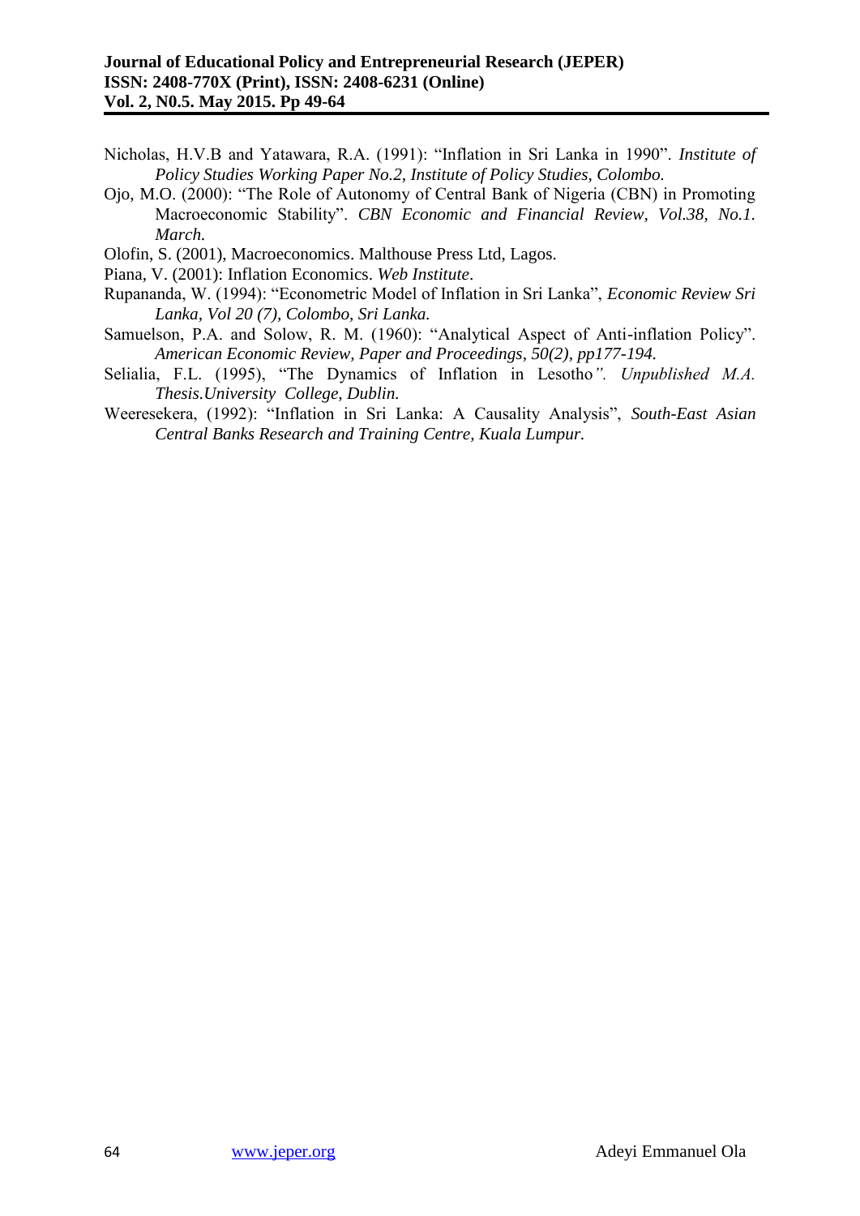Nicholas, H.V.B and Yatawara, R.A. (1991): "Inflation in Sri Lanka in 1990". *Institute of Policy Studies Working Paper No.2, Institute of Policy Studies, Colombo.*

Ojo, M.O. (2000): "The Role of Autonomy of Central Bank of Nigeria (CBN) in Promoting Macroeconomic Stability". *CBN Economic and Financial Review, Vol.38, No.1. March.*

Olofin, S. (2001), Macroeconomics. Malthouse Press Ltd, Lagos.

Piana, V. (2001): Inflation Economics. *Web Institute*.

Rupananda, W. (1994): "Econometric Model of Inflation in Sri Lanka", *Economic Review Sri Lanka, Vol 20 (7), Colombo, Sri Lanka.*

Samuelson, P.A. and Solow, R. M. (1960): "Analytical Aspect of Anti-inflation Policy". *American Economic Review, Paper and Proceedings, 50(2), pp177-194.*

Selialia, F.L. (1995), "The Dynamics of Inflation in Lesotho*". Unpublished M.A. Thesis.University College, Dublin.*

Weeresekera, (1992): "Inflation in Sri Lanka: A Causality Analysis", *South-East Asian Central Banks Research and Training Centre, Kuala Lumpur.*